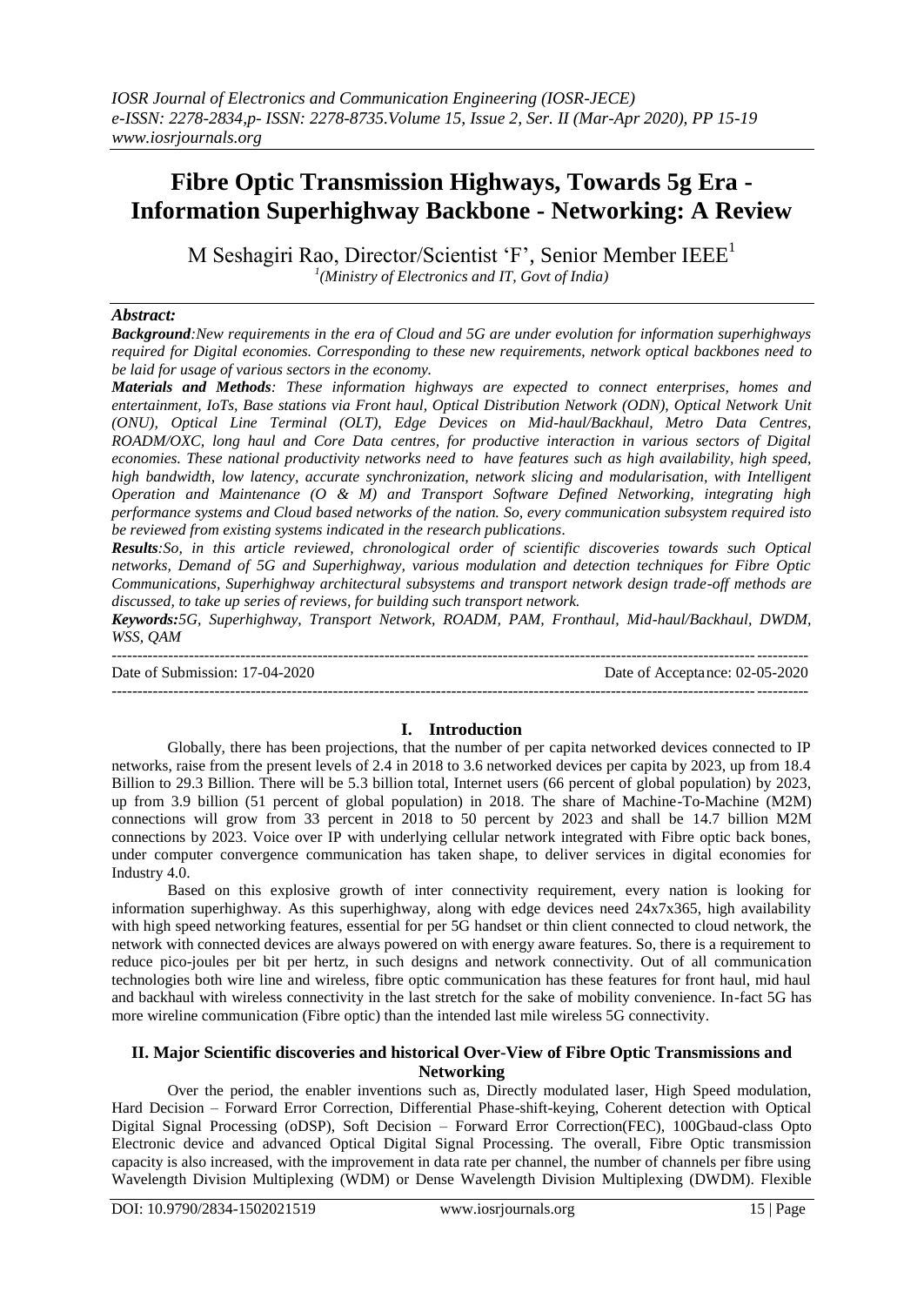# Fibre Optic Transmission Highways, Towards 5g Era - Information Superhighway Backbone - Networking: A Review

M Seshagiri Rao, Director/Scientist 'F', Senior Member IEEE[1]

[1](Ministry of Electronics and IT, Govt of India)

***Abstract:***

***Background**:New requirements in the era of Cloud and 5G are under evolution for information superhighways required for Digital economies. Corresponding to these new requirements, network optical backbones need to be laid for usage of various sectors in the economy.*

***Materials and Methods**: These information highways are expected to connect enterprises, homes and entertainment, IoTs, Base stations via Front haul, Optical Distribution Network (ODN), Optical Network Unit (ONU), Optical Line Terminal (OLT), Edge Devices on Mid-haul/Backhaul, Metro Data Centres, ROADM/OXC, long haul and Core Data centres, for productive interaction in various sectors of Digital economies. These national productivity networks need to have features such as high availability, high speed, high bandwidth, low latency, accurate synchronization, network slicing and modularisation, with Intelligent Operation and Maintenance (O & M) and Transport Software Defined Networking, integrating high performance systems and Cloud based networks of the nation. So, every communication subsystem required isto be reviewed from existing systems indicated in the research publications.*

***Results**:So, in this article reviewed, chronological order of scientific discoveries towards such Optical networks, Demand of 5G and Superhighway, various modulation and detection techniques for Fibre Optic Communications, Superhighway architectural subsystems and transport network design trade-off methods are discussed, to take up series of reviews, for building such transport network.*

***Keywords**:5G, Superhighway, Transport Network, ROADM, PAM, Fronthaul, Mid-haul/Backhaul, DWDM, WSS, QAM*

Date of Submission: 17-04-2020 Date of Acceptance: 02-05-2020

## I. Introduction

Globally, there has been projections, that the number of per capita networked devices connected to IP networks, raise from the present levels of 2.4 in 2018 to 3.6 networked devices per capita by 2023, up from 18.4 Billion to 29.3 Billion. There will be 5.3 billion total, Internet users (66 percent of global population) by 2023, up from 3.9 billion (51 percent of global population) in 2018. The share of Machine-To-Machine (M2M) connections will grow from 33 percent in 2018 to 50 percent by 2023 and shall be 14.7 billion M2M connections by 2023. Voice over IP with underlying cellular network integrated with Fibre optic back bones, under computer convergence communication has taken shape, to deliver services in digital economies for Industry 4.0.

Based on this explosive growth of inter connectivity requirement, every nation is looking for information superhighway. As this superhighway, along with edge devices need 24x7x365, high availability with high speed networking features, essential for per 5G handset or thin client connected to cloud network, the network with connected devices are always powered on with energy aware features. So, there is a requirement to reduce pico-joules per bit per hertz, in such designs and network connectivity. Out of all communication technologies both wire line and wireless, fibre optic communication has these features for front haul, mid haul and backhaul with wireless connectivity in the last stretch for the sake of mobility convenience. In-fact 5G has more wireline communication (Fibre optic) than the intended last mile wireless 5G connectivity.

## II. Major Scientific discoveries and historical Over-View of Fibre Optic Transmissions and Networking

Over the period, the enabler inventions such as, Directly modulated laser, High Speed modulation, Hard Decision – Forward Error Correction, Differential Phase-shift-keying, Coherent detection with Optical Digital Signal Processing (oDSP), Soft Decision – Forward Error Correction(FEC), 100Gbaud-class Opto Electronic device and advanced Optical Digital Signal Processing. The overall, Fibre Optic transmission capacity is also increased, with the improvement in data rate per channel, the number of channels per fibre using Wavelength Division Multiplexing (WDM) or Dense Wavelength Division Multiplexing (DWDM). Flexible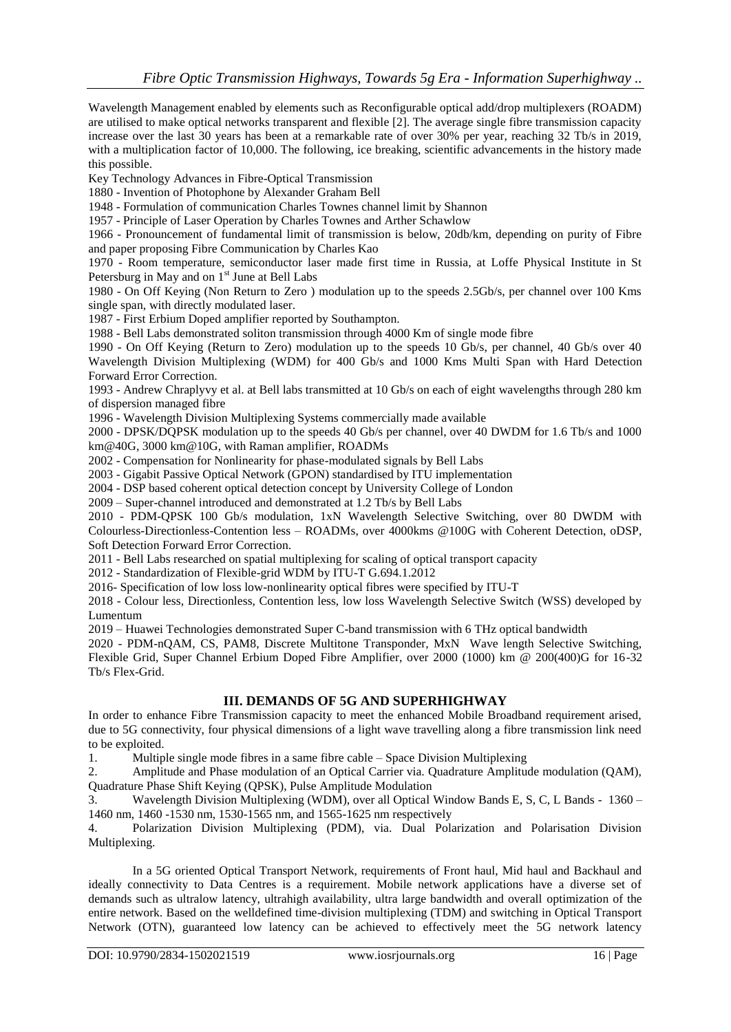Wavelength Management enabled by elements such as Reconfigurable optical add/drop multiplexers (ROADM) are utilised to make optical networks transparent and flexible [2]. The average single fibre transmission capacity increase over the last 30 years has been at a remarkable rate of over 30% per year, reaching 32 Tb/s in 2019, with a multiplication factor of 10,000. The following, ice breaking, scientific advancements in the history made this possible.

Key Technology Advances in Fibre-Optical Transmission

1880 - Invention of Photophone by Alexander Graham Bell

1948 - Formulation of communication Charles Townes channel limit by Shannon

1957 - Principle of Laser Operation by Charles Townes and Arther Schawlow

1966 - Pronouncement of fundamental limit of transmission is below, 20db/km, depending on purity of Fibre and paper proposing Fibre Communication by Charles Kao

1970 - Room temperature, semiconductor laser made first time in Russia, at Loffe Physical Institute in St Petersburg in May and on 1st June at Bell Labs

1980 - On Off Keying (Non Return to Zero ) modulation up to the speeds 2.5Gb/s, per channel over 100 Kms single span, with directly modulated laser.

1987 - First Erbium Doped amplifier reported by Southampton.

1988 - Bell Labs demonstrated soliton transmission through 4000 Km of single mode fibre

1990 - On Off Keying (Return to Zero) modulation up to the speeds 10 Gb/s, per channel, 40 Gb/s over 40 Wavelength Division Multiplexing (WDM) for 400 Gb/s and 1000 Kms Multi Span with Hard Detection Forward Error Correction.

1993 - Andrew Chraplyvy et al. at Bell labs transmitted at 10 Gb/s on each of eight wavelengths through 280 km of dispersion managed fibre

1996 - Wavelength Division Multiplexing Systems commercially made available

2000 - DPSK/DQPSK modulation up to the speeds 40 Gb/s per channel, over 40 DWDM for 1.6 Tb/s and 1000 km@40G, 3000 km@10G, with Raman amplifier, ROADMs

2002 - Compensation for Nonlinearity for phase-modulated signals by Bell Labs

2003 - Gigabit Passive Optical Network (GPON) standardised by ITU implementation

2004 - DSP based coherent optical detection concept by University College of London

2009 – Super-channel introduced and demonstrated at 1.2 Tb/s by Bell Labs

2010 - PDM-QPSK 100 Gb/s modulation, 1xN Wavelength Selective Switching, over 80 DWDM with Colourless-Directionless-Contention less – ROADMs, over 4000kms @100G with Coherent Detection, oDSP, Soft Detection Forward Error Correction.

2011 - Bell Labs researched on spatial multiplexing for scaling of optical transport capacity

2012 - Standardization of Flexible-grid WDM by ITU-T G.694.1.2012

2016- Specification of low loss low-nonlinearity optical fibres were specified by ITU-T

2018 - Colour less, Directionless, Contention less, low loss Wavelength Selective Switch (WSS) developed by Lumentum

2019 – Huawei Technologies demonstrated Super C-band transmission with 6 THz optical bandwidth

2020 - PDM-nQAM, CS, PAM8, Discrete Multitone Transponder, MxN Wave length Selective Switching, Flexible Grid, Super Channel Erbium Doped Fibre Amplifier, over 2000 (1000) km @ 200(400)G for 16-32 Tb/s Flex-Grid.

## III. DEMANDS OF 5G AND SUPERHIGHWAY

In order to enhance Fibre Transmission capacity to meet the enhanced Mobile Broadband requirement arised, due to 5G connectivity, four physical dimensions of a light wave travelling along a fibre transmission link need to be exploited.

1. Multiple single mode fibres in a same fibre cable – Space Division Multiplexing
2. Amplitude and Phase modulation of an Optical Carrier via. Quadrature Amplitude modulation (QAM), Quadrature Phase Shift Keying (QPSK), Pulse Amplitude Modulation
3. Wavelength Division Multiplexing (WDM), over all Optical Window Bands E, S, C, L Bands - 1360 – 1460 nm, 1460 -1530 nm, 1530-1565 nm, and 1565-1625 nm respectively
4. Polarization Division Multiplexing (PDM), via. Dual Polarization and Polarisation Division Multiplexing.

In a 5G oriented Optical Transport Network, requirements of Front haul, Mid haul and Backhaul and ideally connectivity to Data Centres is a requirement. Mobile network applications have a diverse set of demands such as ultralow latency, ultrahigh availability, ultra large bandwidth and overall optimization of the entire network. Based on the welldefined time-division multiplexing (TDM) and switching in Optical Transport Network (OTN), guaranteed low latency can be achieved to effectively meet the 5G network latency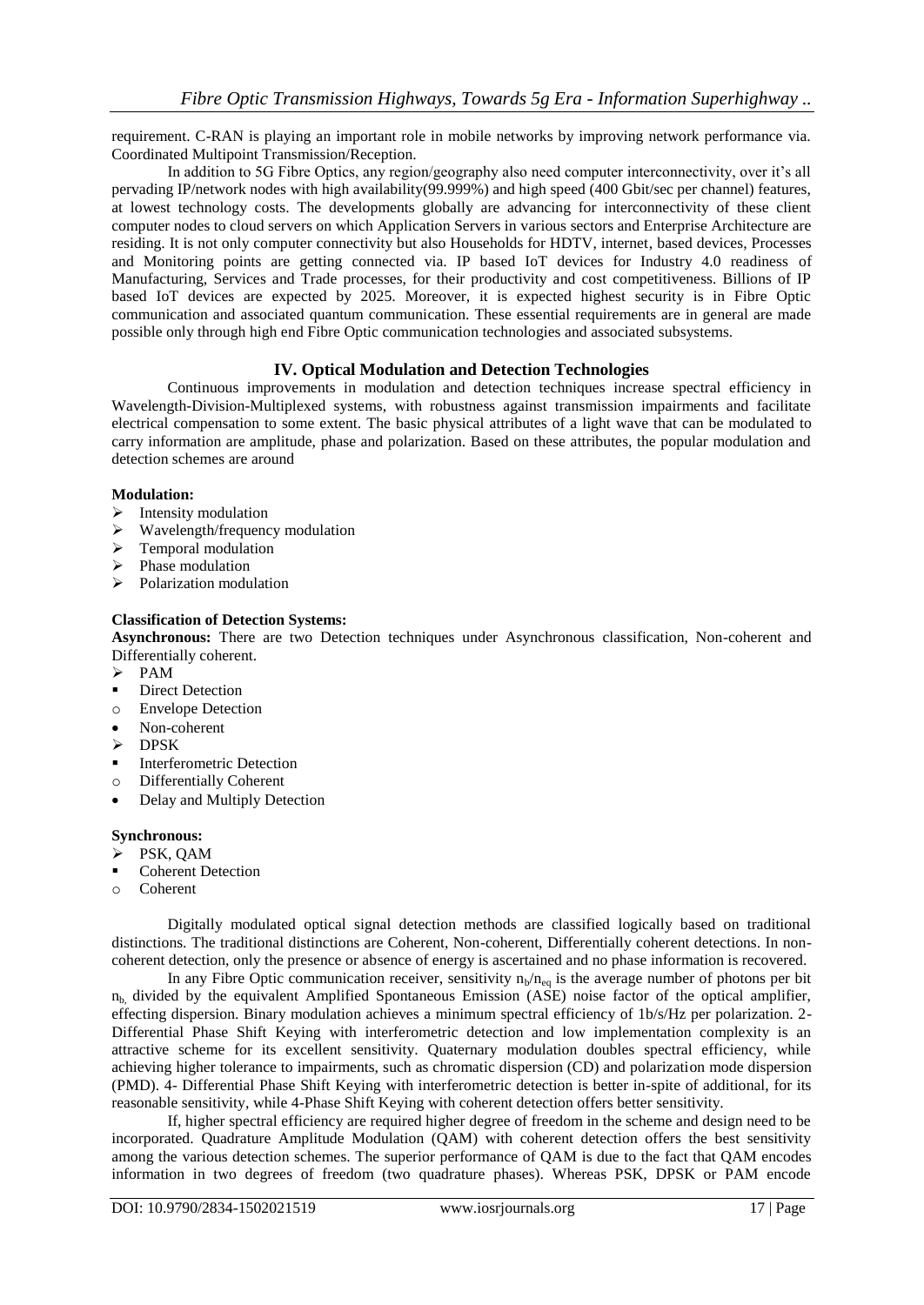requirement. C-RAN is playing an important role in mobile networks by improving network performance via. Coordinated Multipoint Transmission/Reception.

In addition to 5G Fibre Optics, any region/geography also need computer interconnectivity, over it's all pervading IP/network nodes with high availability(99.999%) and high speed (400 Gbit/sec per channel) features, at lowest technology costs. The developments globally are advancing for interconnectivity of these client computer nodes to cloud servers on which Application Servers in various sectors and Enterprise Architecture are residing. It is not only computer connectivity but also Households for HDTV, internet, based devices, Processes and Monitoring points are getting connected via. IP based IoT devices for Industry 4.0 readiness of Manufacturing, Services and Trade processes, for their productivity and cost competitiveness. Billions of IP based IoT devices are expected by 2025. Moreover, it is expected highest security is in Fibre Optic communication and associated quantum communication. These essential requirements are in general are made possible only through high end Fibre Optic communication technologies and associated subsystems.

## IV. Optical Modulation and Detection Technologies

Continuous improvements in modulation and detection techniques increase spectral efficiency in Wavelength-Division-Multiplexed systems, with robustness against transmission impairments and facilitate electrical compensation to some extent. The basic physical attributes of a light wave that can be modulated to carry information are amplitude, phase and polarization. Based on these attributes, the popular modulation and detection schemes are around

**Modulation:**

- Intensity modulation
- Wavelength/frequency modulation
- Temporal modulation
- Phase modulation
- Polarization modulation

**Classification of Detection Systems:**

**Asynchronous:** There are two Detection techniques under Asynchronous classification, Non-coherent and Differentially coherent.

- PAM
  - Direct Detection
    - Envelope Detection
      - Non-coherent
- DPSK
  - Interferometric Detection
    - Differentially Coherent
      - Delay and Multiply Detection

**Synchronous:**

- PSK, QAM
  - Coherent Detection
    - Coherent

Digitally modulated optical signal detection methods are classified logically based on traditional distinctions. The traditional distinctions are Coherent, Non-coherent, Differentially coherent detections. In non-coherent detection, only the presence or absence of energy is ascertained and no phase information is recovered.

In any Fibre Optic communication receiver, sensitivity $n_b/n_{eq}$ is the average number of photons per bit $n_b$, divided by the equivalent Amplified Spontaneous Emission (ASE) noise factor of the optical amplifier, effecting dispersion. Binary modulation achieves a minimum spectral efficiency of 1b/s/Hz per polarization. 2-Differential Phase Shift Keying with interferometric detection and low implementation complexity is an attractive scheme for its excellent sensitivity. Quaternary modulation doubles spectral efficiency, while achieving higher tolerance to impairments, such as chromatic dispersion (CD) and polarization mode dispersion (PMD). 4- Differential Phase Shift Keying with interferometric detection is better in-spite of additional, for its reasonable sensitivity, while 4-Phase Shift Keying with coherent detection offers better sensitivity.

If, higher spectral efficiency are required higher degree of freedom in the scheme and design need to be incorporated. Quadrature Amplitude Modulation (QAM) with coherent detection offers the best sensitivity among the various detection schemes. The superior performance of QAM is due to the fact that QAM encodes information in two degrees of freedom (two quadrature phases). Whereas PSK, DPSK or PAM encode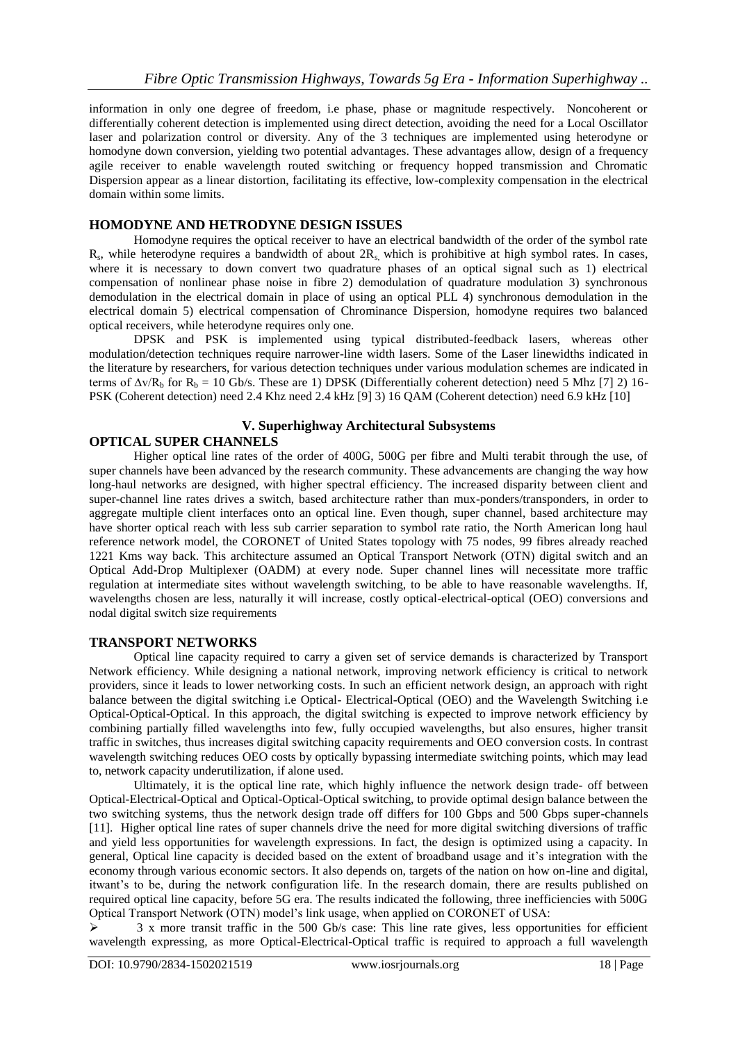information in only one degree of freedom, i.e phase, phase or magnitude respectively. Noncoherent or differentially coherent detection is implemented using direct detection, avoiding the need for a Local Oscillator laser and polarization control or diversity. Any of the 3 techniques are implemented using heterodyne or homodyne down conversion, yielding two potential advantages. These advantages allow, design of a frequency agile receiver to enable wavelength routed switching or frequency hopped transmission and Chromatic Dispersion appear as a linear distortion, facilitating its effective, low-complexity compensation in the electrical domain within some limits.

## HOMODYNE AND HETRODYNE DESIGN ISSUES

Homodyne requires the optical receiver to have an electrical bandwidth of the order of the symbol rate $R_s$, while heterodyne requires a bandwidth of about $2R_s$, which is prohibitive at high symbol rates. In cases, where it is necessary to down convert two quadrature phases of an optical signal such as 1) electrical compensation of nonlinear phase noise in fibre 2) demodulation of quadrature modulation 3) synchronous demodulation in the electrical domain in place of using an optical PLL 4) synchronous demodulation in the electrical domain 5) electrical compensation of Chrominance Dispersion, homodyne requires two balanced optical receivers, while heterodyne requires only one.

DPSK and PSK is implemented using typical distributed-feedback lasers, whereas other modulation/detection techniques require narrower-line width lasers. Some of the Laser linewidths indicated in the literature by researchers, for various detection techniques under various modulation schemes are indicated in terms of $\Delta v/R_b$ for $R_b$ = 10 Gb/s. These are 1) DPSK (Differentially coherent detection) need 5 Mhz [7] 2) 16-PSK (Coherent detection) need 2.4 Khz need 2.4 kHz [9] 3) 16 QAM (Coherent detection) need 6.9 kHz [10]

# V. Superhighway Architectural Subsystems

## OPTICAL SUPER CHANNELS

Higher optical line rates of the order of 400G, 500G per fibre and Multi terabit through the use, of super channels have been advanced by the research community. These advancements are changing the way how long-haul networks are designed, with higher spectral efficiency. The increased disparity between client and super-channel line rates drives a switch, based architecture rather than mux-ponders/transponders, in order to aggregate multiple client interfaces onto an optical line. Even though, super channel, based architecture may have shorter optical reach with less sub carrier separation to symbol rate ratio, the North American long haul reference network model, the CORONET of United States topology with 75 nodes, 99 fibres already reached 1221 Kms way back. This architecture assumed an Optical Transport Network (OTN) digital switch and an Optical Add-Drop Multiplexer (OADM) at every node. Super channel lines will necessitate more traffic regulation at intermediate sites without wavelength switching, to be able to have reasonable wavelengths. If, wavelengths chosen are less, naturally it will increase, costly optical-electrical-optical (OEO) conversions and nodal digital switch size requirements

## TRANSPORT NETWORKS

Optical line capacity required to carry a given set of service demands is characterized by Transport Network efficiency. While designing a national network, improving network efficiency is critical to network providers, since it leads to lower networking costs. In such an efficient network design, an approach with right balance between the digital switching i.e Optical- Electrical-Optical (OEO) and the Wavelength Switching i.e Optical-Optical-Optical. In this approach, the digital switching is expected to improve network efficiency by combining partially filled wavelengths into few, fully occupied wavelengths, but also ensures, higher transit traffic in switches, thus increases digital switching capacity requirements and OEO conversion costs. In contrast wavelength switching reduces OEO costs by optically bypassing intermediate switching points, which may lead to, network capacity underutilization, if alone used.

Ultimately, it is the optical line rate, which highly influence the network design trade- off between Optical-Electrical-Optical and Optical-Optical-Optical switching, to provide optimal design balance between the two switching systems, thus the network design trade off differs for 100 Gbps and 500 Gbps super-channels [11]. Higher optical line rates of super channels drive the need for more digital switching diversions of traffic and yield less opportunities for wavelength expressions. In fact, the design is optimized using a capacity. In general, Optical line capacity is decided based on the extent of broadband usage and it's integration with the economy through various economic sectors. It also depends on, targets of the nation on how on-line and digital, itwant's to be, during the network configuration life. In the research domain, there are results published on required optical line capacity, before 5G era. The results indicated the following, three inefficiencies with 500G Optical Transport Network (OTN) model's link usage, when applied on CORONET of USA:

- 3 x more transit traffic in the 500 Gb/s case: This line rate gives, less opportunities for efficient wavelength expressing, as more Optical-Electrical-Optical traffic is required to approach a full wavelength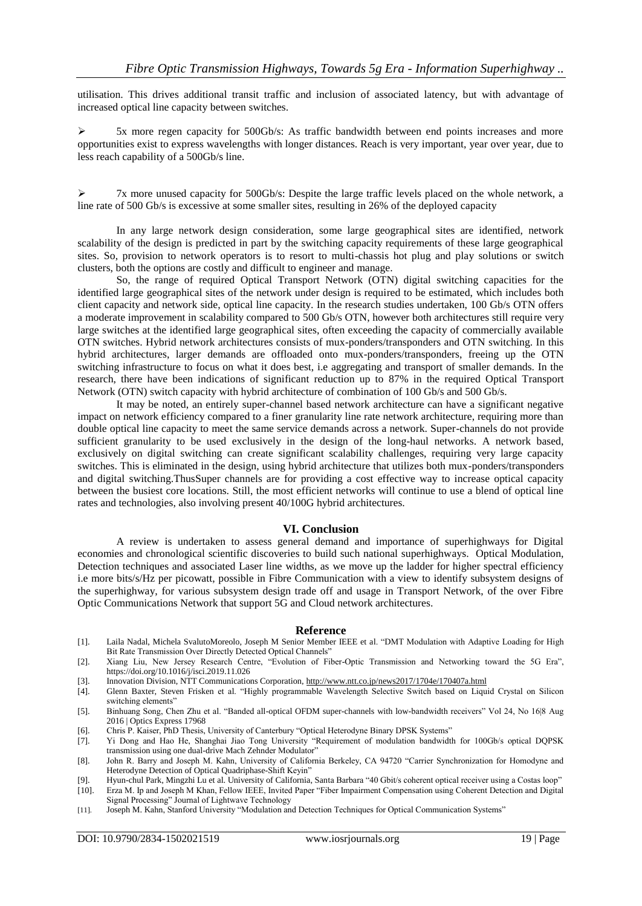utilisation. This drives additional transit traffic and inclusion of associated latency, but with advantage of increased optical line capacity between switches.

- 5x more regen capacity for 500Gb/s: As traffic bandwidth between end points increases and more opportunities exist to express wavelengths with longer distances. Reach is very important, year over year, due to less reach capability of a 500Gb/s line.

- 7x more unused capacity for 500Gb/s: Despite the large traffic levels placed on the whole network, a line rate of 500 Gb/s is excessive at some smaller sites, resulting in 26% of the deployed capacity

In any large network design consideration, some large geographical sites are identified, network scalability of the design is predicted in part by the switching capacity requirements of these large geographical sites. So, provision to network operators is to resort to multi-chassis hot plug and play solutions or switch clusters, both the options are costly and difficult to engineer and manage.

So, the range of required Optical Transport Network (OTN) digital switching capacities for the identified large geographical sites of the network under design is required to be estimated, which includes both client capacity and network side, optical line capacity. In the research studies undertaken, 100 Gb/s OTN offers a moderate improvement in scalability compared to 500 Gb/s OTN, however both architectures still require very large switches at the identified large geographical sites, often exceeding the capacity of commercially available OTN switches. Hybrid network architectures consists of mux-ponders/transponders and OTN switching. In this hybrid architectures, larger demands are offloaded onto mux-ponders/transponders, freeing up the OTN switching infrastructure to focus on what it does best, i.e aggregating and transport of smaller demands. In the research, there have been indications of significant reduction up to 87% in the required Optical Transport Network (OTN) switch capacity with hybrid architecture of combination of 100 Gb/s and 500 Gb/s.

It may be noted, an entirely super-channel based network architecture can have a significant negative impact on network efficiency compared to a finer granularity line rate network architecture, requiring more than double optical line capacity to meet the same service demands across a network. Super-channels do not provide sufficient granularity to be used exclusively in the design of the long-haul networks. A network based, exclusively on digital switching can create significant scalability challenges, requiring very large capacity switches. This is eliminated in the design, using hybrid architecture that utilizes both mux-ponders/transponders and digital switching.ThusSuper channels are for providing a cost effective way to increase optical capacity between the busiest core locations. Still, the most efficient networks will continue to use a blend of optical line rates and technologies, also involving present 40/100G hybrid architectures.

## VI. Conclusion

A review is undertaken to assess general demand and importance of superhighways for Digital economies and chronological scientific discoveries to build such national superhighways. Optical Modulation, Detection techniques and associated Laser line widths, as we move up the ladder for higher spectral efficiency i.e more bits/s/Hz per picowatt, possible in Fibre Communication with a view to identify subsystem designs of the superhighway, for various subsystem design trade off and usage in Transport Network, of the over Fibre Optic Communications Network that support 5G and Cloud network architectures.

## Reference

[1]. Laila Nadal, Michela SvalutoMoreolo, Joseph M Senior Member IEEE et al. "DMT Modulation with Adaptive Loading for High Bit Rate Transmission Over Directly Detected Optical Channels"

[2]. Xiang Liu, New Jersey Research Centre, "Evolution of Fiber-Optic Transmission and Networking toward the 5G Era", https://doi.org/10.1016/j/isci.2019.11.026

[3]. Innovation Division, NTT Communications Corporation, http://www.ntt.co.jp/news2017/1704e/170407a.html

[4]. Glenn Baxter, Steven Frisken et al. "Highly programmable Wavelength Selective Switch based on Liquid Crystal on Silicon switching elements"

[5]. Binhuang Song, Chen Zhu et al. "Banded all-optical OFDM super-channels with low-bandwidth receivers" Vol 24, No 16|8 Aug 2016 | Optics Express 17968

[6]. Chris P. Kaiser, PhD Thesis, University of Canterbury "Optical Heterodyne Binary DPSK Systems"

[7]. Yi Dong and Hao He, Shanghai Jiao Tong University "Requirement of modulation bandwidth for 100Gb/s optical DQPSK transmission using one dual-drive Mach Zehnder Modulator"

[8]. John R. Barry and Joseph M. Kahn, University of California Berkeley, CA 94720 "Carrier Synchronization for Homodyne and Heterodyne Detection of Optical Quadriphase-Shift Keyin"

[9]. Hyun-chul Park, Mingzhi Lu et al. University of California, Santa Barbara "40 Gbit/s coherent optical receiver using a Costas loop"

[10]. Erza M. Ip and Joseph M Khan, Fellow IEEE, Invited Paper "Fiber Impairment Compensation using Coherent Detection and Digital Signal Processing" Journal of Lightwave Technology

[11]. Joseph M. Kahn, Stanford University "Modulation and Detection Techniques for Optical Communication Systems"